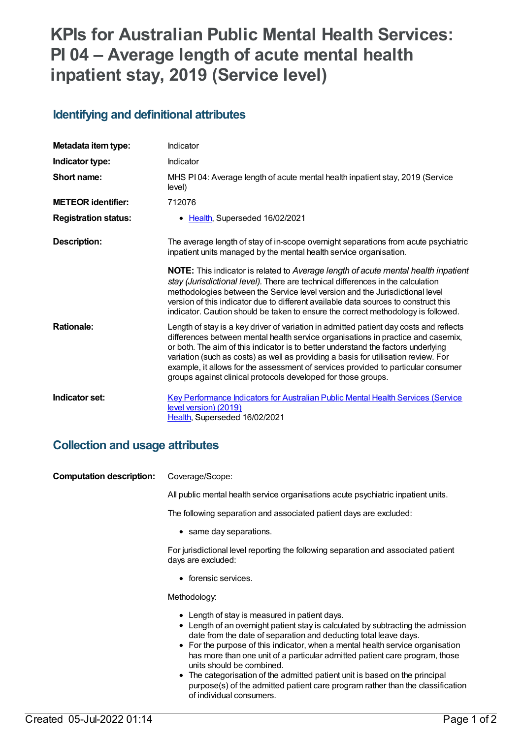# KPIs for Australian Public Mental Health Services: PI 04 – Average length of acute mental health inpatient stay, 2019 (Service level)

## Identifying and definitional attributes

| | |
|---|---|
| **Metadata item type:** | Indicator |
| **Indicator type:** | Indicator |
| **Short name:** | MHS PI 04: Average length of acute mental health inpatient stay, 2019 (Service level) |
| **METEOR identifier:** | 712076 |
| **Registration status:** | • Health, Superseded 16/02/2021 |
| **Description:** | The average length of stay of in-scope overnight separations from acute psychiatric inpatient units managed by the mental health service organisation.<br><br>**NOTE:** This indicator is related to *Average length of acute mental health inpatient stay (Jurisdictional level).* There are technical differences in the calculation methodologies between the Service level version and the Jurisdictional level version of this indicator due to different available data sources to construct this indicator. Caution should be taken to ensure the correct methodology is followed. |
| **Rationale:** | Length of stay is a key driver of variation in admitted patient day costs and reflects differences between mental health service organisations in practice and casemix, or both. The aim of this indicator is to better understand the factors underlying variation (such as costs) as well as providing a basis for utilisation review. For example, it allows for the assessment of services provided to particular consumer groups against clinical protocols developed for those groups. |
| **Indicator set:** | Key Performance Indicators for Australian Public Mental Health Services (Service level version) (2019)<br>Health, Superseded 16/02/2021 |

## Collection and usage attributes

**Computation description:** Coverage/Scope:

All public mental health service organisations acute psychiatric inpatient units.

The following separation and associated patient days are excluded:

- same day separations.

For jurisdictional level reporting the following separation and associated patient days are excluded:

- forensic services.

Methodology:

- Length of stay is measured in patient days.
- Length of an overnight patient stay is calculated by subtracting the admission date from the date of separation and deducting total leave days.
- For the purpose of this indicator, when a mental health service organisation has more than one unit of a particular admitted patient care program, those units should be combined.
- The categorisation of the admitted patient unit is based on the principal purpose(s) of the admitted patient care program rather than the classification of individual consumers.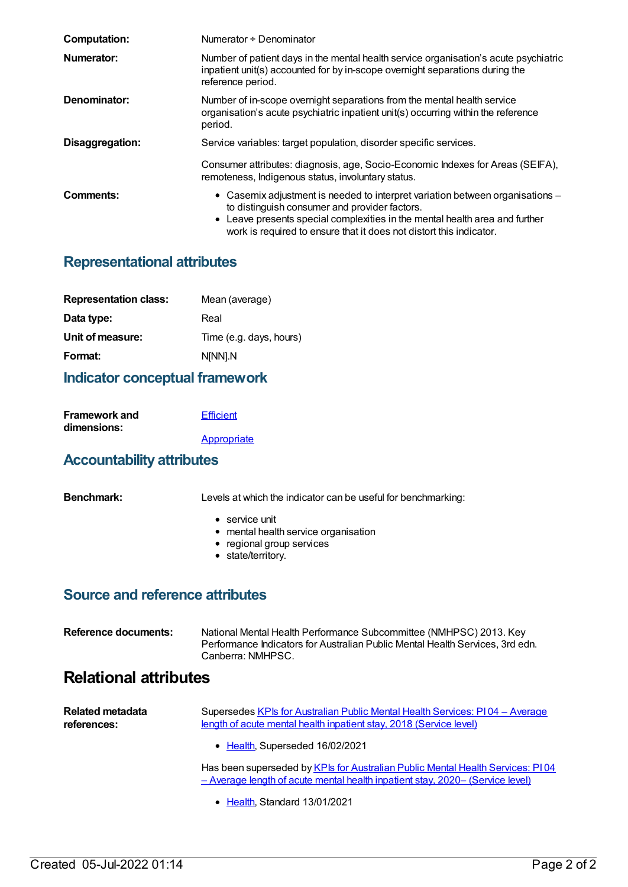**Computation:** Numerator ÷ Denominator

**Numerator:** Number of patient days in the mental health service organisation's acute psychiatric inpatient unit(s) accounted for by in-scope overnight separations during the reference period.

**Denominator:** Number of in-scope overnight separations from the mental health service organisation's acute psychiatric inpatient unit(s) occurring within the reference period.

**Disaggregation:** Service variables: target population, disorder specific services.

Consumer attributes: diagnosis, age, Socio-Economic Indexes for Areas (SEIFA), remoteness, Indigenous status, involuntary status.

**Comments:**

- Casemix adjustment is needed to interpret variation between organisations – to distinguish consumer and provider factors.
- Leave presents special complexities in the mental health area and further work is required to ensure that it does not distort this indicator.

## Representational attributes

**Representation class:** Mean (average)

**Data type:** Real

**Unit of measure:** Time (e.g. days, hours)

**Format:** N[NN].N

## Indicator conceptual framework

**Framework and dimensions:** Efficient

Appropriate

## Accountability attributes

**Benchmark:** Levels at which the indicator can be useful for benchmarking:

- service unit
- mental health service organisation
- regional group services
- state/territory.

## Source and reference attributes

**Reference documents:** National Mental Health Performance Subcommittee (NMHPSC) 2013. Key Performance Indicators for Australian Public Mental Health Services, 3rd edn. Canberra: NMHPSC.

# Relational attributes

**Related metadata references:**

Supersedes KPIs for Australian Public Mental Health Services: PI 04 – Average length of acute mental health inpatient stay, 2018 (Service level)

- Health, Superseded 16/02/2021

Has been superseded by KPIs for Australian Public Mental Health Services: PI 04 – Average length of acute mental health inpatient stay, 2020– (Service level)

- Health, Standard 13/01/2021